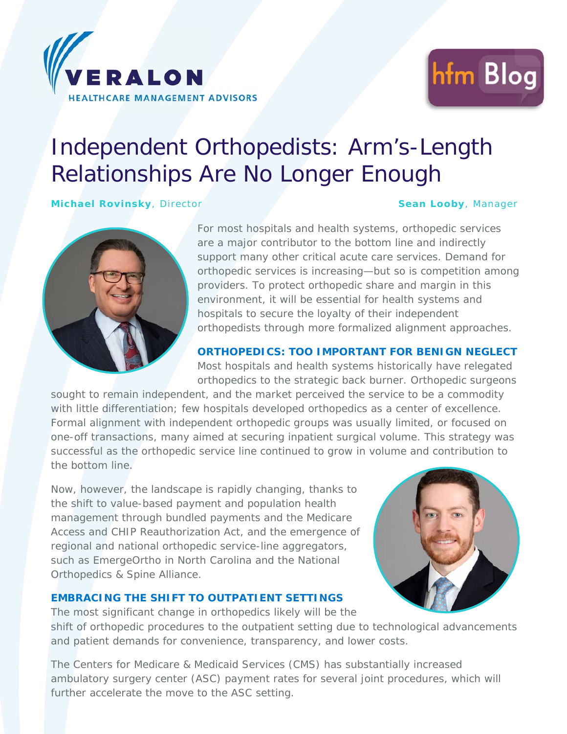# Independent Orthopedists: Arm's-Length Relationships Are No Longer Enough

**Michael Rovinsky**, Director

**Sean Looby**, Manager

For most hospitals and health systems, orthopedic services are a major contributor to the bottom line and indirectly support many other critical acute care services. Demand for orthopedic services is increasing—but so is competition among providers. To protect orthopedic share and margin in this environment, it will be essential for health systems and hospitals to secure the loyalty of their independent orthopedists through more formalized alignment approaches.

## ORTHOPEDICS: TOO IMPORTANT FOR BENIGN NEGLECT

Most hospitals and health systems historically have relegated orthopedics to the strategic back burner. Orthopedic surgeons sought to remain independent, and the market perceived the service to be a commodity with little differentiation; few hospitals developed orthopedics as a center of excellence. Formal alignment with independent orthopedic groups was usually limited, or focused on one-off transactions, many aimed at securing inpatient surgical volume. This strategy was successful as the orthopedic service line continued to grow in volume and contribution to the bottom line.

Now, however, the landscape is rapidly changing, thanks to the shift to value-based payment and population health management through bundled payments and the Medicare Access and CHIP Reauthorization Act, and the emergence of regional and national orthopedic service-line aggregators, such as EmergeOrtho in North Carolina and the National Orthopedics & Spine Alliance.

## EMBRACING THE SHIFT TO OUTPATIENT SETTINGS

The most significant change in orthopedics likely will be the shift of orthopedic procedures to the outpatient setting due to technological advancements and patient demands for convenience, transparency, and lower costs.

The Centers for Medicare & Medicaid Services (CMS) has substantially increased ambulatory surgery center (ASC) payment rates for several joint procedures, which will further accelerate the move to the ASC setting.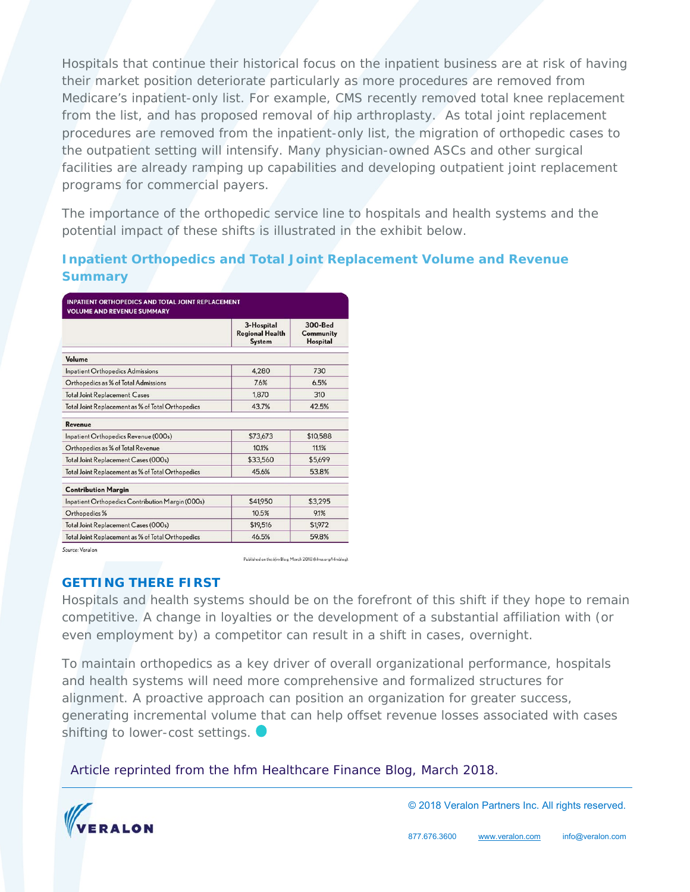Hospitals that continue their historical focus on the inpatient business are at risk of having their market position deteriorate particularly as more procedures are removed from Medicare's inpatient-only list. For example, CMS recently removed total knee replacement from the list, and has proposed removal of hip arthroplasty. As total joint replacement procedures are removed from the inpatient-only list, the migration of orthopedic cases to the outpatient setting will intensify. Many physician-owned ASCs and other surgical facilities are already ramping up capabilities and developing outpatient joint replacement programs for commercial payers.

The importance of the orthopedic service line to hospitals and health systems and the potential impact of these shifts is illustrated in the exhibit below.

### Inpatient Orthopedics and Total Joint Replacement Volume and Revenue Summary

**INPATIENT ORTHOPEDICS AND TOTAL JOINT REPLACEMENT VOLUME AND REVENUE SUMMARY**

| | 3-Hospital Regional Health System | 300-Bed Community Hospital |
|---|---|---|
| **Volume** | | |
| Inpatient Orthopedics Admissions | 4,280 | 730 |
| Orthopedics as % of Total Admissions | 7.6% | 6.5% |
| Total Joint Replacement Cases | 1,870 | 310 |
| Total Joint Replacement as % of Total Orthopedics | 43.7% | 42.5% |
| **Revenue** | | |
| Inpatient Orthopedics Revenue (000s) | $73,673 | $10,588 |
| Orthopedics as % of Total Revenue | 10.1% | 11.1% |
| Total Joint Replacement Cases (000s) | $33,560 | $5,699 |
| Total Joint Replacement as % of Total Orthopedics | 45.6% | 53.8% |
| **Contribution Margin** | | |
| Inpatient Orthopedics Contribution Margin (000s) | $41,950 | $3,295 |
| Orthopedics % | 10.5% | 9.1% |
| Total Joint Replacement Cases (000s) | $19,516 | $1,972 |
| Total Joint Replacement as % of Total Orthopedics | 46.5% | 59.8% |

*Source: Veralon*

Published on the hfm Blog, March 2018 (hfma.org/hfmblog)

### GETTING THERE FIRST

Hospitals and health systems should be on the forefront of this shift if they hope to remain competitive. A change in loyalties or the development of a substantial affiliation with (or even employment by) a competitor can result in a shift in cases, overnight.

To maintain orthopedics as a key driver of overall organizational performance, hospitals and health systems will need more comprehensive and formalized structures for alignment. A proactive approach can position an organization for greater success, generating incremental volume that can help offset revenue losses associated with cases shifting to lower-cost settings.

Article reprinted from the hfm Healthcare Finance Blog, March 2018.

VERALON

© 2018 Veralon Partners Inc. All rights reserved.

877.676.3600 www.veralon.com info@veralon.com